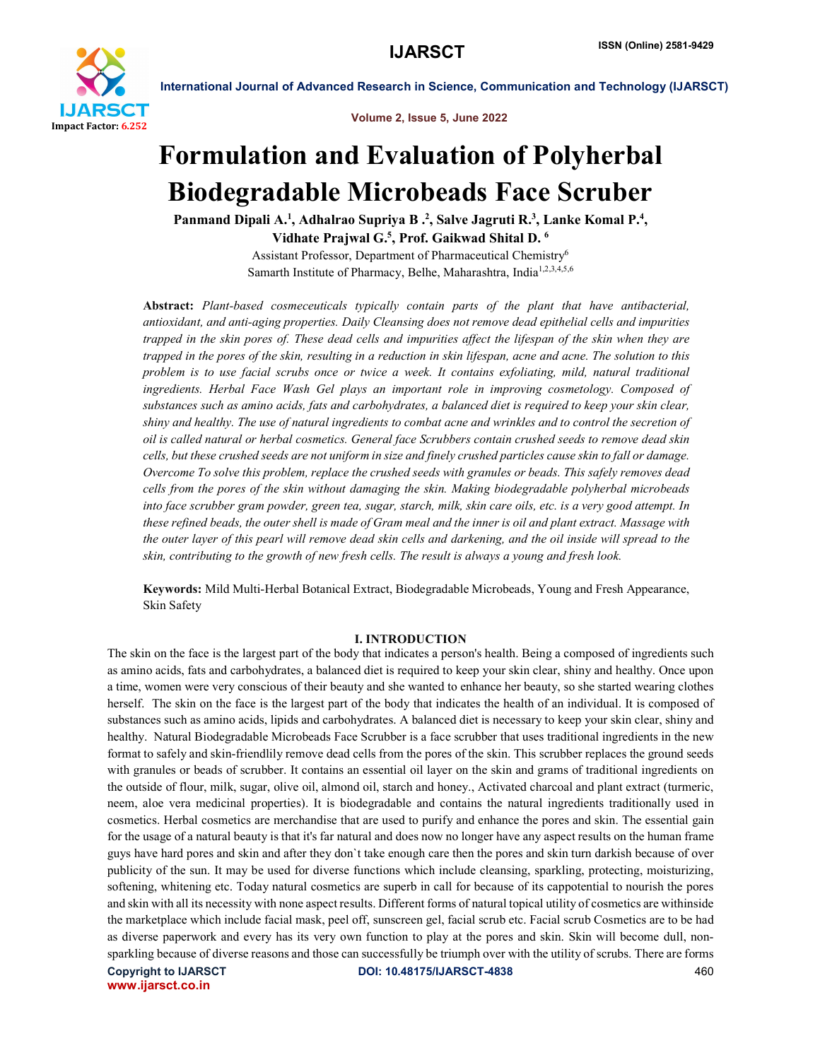# Formulation and Evaluation of Polyherbal Biodegradable Microbeads Face Scruber

**Panmand Dipali A.[1], Adhalrao Supriya B .[2], Salve Jagruti R.[3], Lanke Komal P.[4], Vidhate Prajwal G.[5], Prof. Gaikwad Shital D. [6]**

Assistant Professor, Department of Pharmaceutical Chemistry[6]

Samarth Institute of Pharmacy, Belhe, Maharashtra, India[1,2,3,4,5,6]

**Abstract:** *Plant-based cosmeceuticals typically contain parts of the plant that have antibacterial, antioxidant, and anti-aging properties. Daily Cleansing does not remove dead epithelial cells and impurities trapped in the skin pores of. These dead cells and impurities affect the lifespan of the skin when they are trapped in the pores of the skin, resulting in a reduction in skin lifespan, acne and acne. The solution to this problem is to use facial scrubs once or twice a week. It contains exfoliating, mild, natural traditional ingredients. Herbal Face Wash Gel plays an important role in improving cosmetology. Composed of substances such as amino acids, fats and carbohydrates, a balanced diet is required to keep your skin clear, shiny and healthy. The use of natural ingredients to combat acne and wrinkles and to control the secretion of oil is called natural or herbal cosmetics. General face Scrubbers contain crushed seeds to remove dead skin cells, but these crushed seeds are not uniform in size and finely crushed particles cause skin to fall or damage. Overcome To solve this problem, replace the crushed seeds with granules or beads. This safely removes dead cells from the pores of the skin without damaging the skin. Making biodegradable polyherbal microbeads into face scrubber gram powder, green tea, sugar, starch, milk, skin care oils, etc. is a very good attempt. In these refined beads, the outer shell is made of Gram meal and the inner is oil and plant extract. Massage with the outer layer of this pearl will remove dead skin cells and darkening, and the oil inside will spread to the skin, contributing to the growth of new fresh cells. The result is always a young and fresh look.*

**Keywords:** Mild Multi-Herbal Botanical Extract, Biodegradable Microbeads, Young and Fresh Appearance, Skin Safety

## I. INTRODUCTION

The skin on the face is the largest part of the body that indicates a person's health. Being a composed of ingredients such as amino acids, fats and carbohydrates, a balanced diet is required to keep your skin clear, shiny and healthy. Once upon a time, women were very conscious of their beauty and she wanted to enhance her beauty, so she started wearing clothes herself. The skin on the face is the largest part of the body that indicates the health of an individual. It is composed of substances such as amino acids, lipids and carbohydrates. A balanced diet is necessary to keep your skin clear, shiny and healthy. Natural Biodegradable Microbeads Face Scrubber is a face scrubber that uses traditional ingredients in the new format to safely and skin-friendlily remove dead cells from the pores of the skin. This scrubber replaces the ground seeds with granules or beads of scrubber. It contains an essential oil layer on the skin and grams of traditional ingredients on the outside of flour, milk, sugar, olive oil, almond oil, starch and honey., Activated charcoal and plant extract (turmeric, neem, aloe vera medicinal properties). It is biodegradable and contains the natural ingredients traditionally used in cosmetics. Herbal cosmetics are merchandise that are used to purify and enhance the pores and skin. The essential gain for the usage of a natural beauty is that it's far natural and does now no longer have any aspect results on the human frame guys have hard pores and skin and after they don`t take enough care then the pores and skin turn darkish because of over publicity of the sun. It may be used for diverse functions which include cleansing, sparkling, protecting, moisturizing, softening, whitening etc. Today natural cosmetics are superb in call for because of its cappotential to nourish the pores and skin with all its necessity with none aspect results. Different forms of natural topical utility of cosmetics are withinside the marketplace which include facial mask, peel off, sunscreen gel, facial scrub etc. Facial scrub Cosmetics are to be had as diverse paperwork and every has its very own function to play at the pores and skin. Skin will become dull, non-sparkling because of diverse reasons and those can successfully be triumph over with the utility of scrubs. There are forms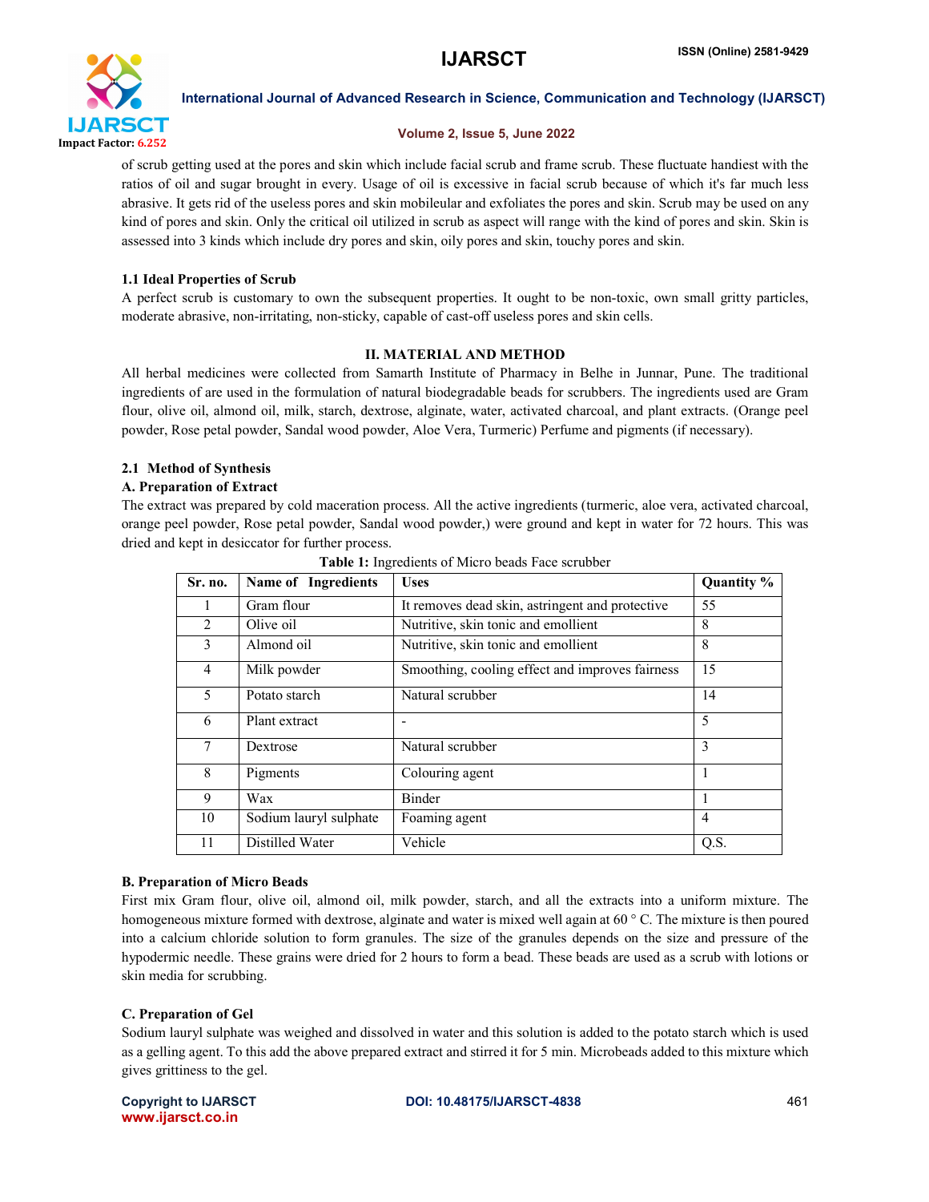of scrub getting used at the pores and skin which include facial scrub and frame scrub. These fluctuate handiest with the ratios of oil and sugar brought in every. Usage of oil is excessive in facial scrub because of which it's far much less abrasive. It gets rid of the useless pores and skin mobileular and exfoliates the pores and skin. Scrub may be used on any kind of pores and skin. Only the critical oil utilized in scrub as aspect will range with the kind of pores and skin. Skin is assessed into 3 kinds which include dry pores and skin, oily pores and skin, touchy pores and skin.

### 1.1 Ideal Properties of Scrub

A perfect scrub is customary to own the subsequent properties. It ought to be non-toxic, own small gritty particles, moderate abrasive, non-irritating, non-sticky, capable of cast-off useless pores and skin cells.

## II. MATERIAL AND METHOD

All herbal medicines were collected from Samarth Institute of Pharmacy in Belhe in Junnar, Pune. The traditional ingredients of are used in the formulation of natural biodegradable beads for scrubbers. The ingredients used are Gram flour, olive oil, almond oil, milk, starch, dextrose, alginate, water, activated charcoal, and plant extracts. (Orange peel powder, Rose petal powder, Sandal wood powder, Aloe Vera, Turmeric) Perfume and pigments (if necessary).

### 2.1 Method of Synthesis

#### A. Preparation of Extract

The extract was prepared by cold maceration process. All the active ingredients (turmeric, aloe vera, activated charcoal, orange peel powder, Rose petal powder, Sandal wood powder,) were ground and kept in water for 72 hours. This was dried and kept in desiccator for further process.

**Table 1:** Ingredients of Micro beads Face scrubber

| Sr. no. | Name of Ingredients | Uses | Quantity % |
| --- | --- | --- | --- |
| 1 | Gram flour | It removes dead skin, astringent and protective | 55 |
| 2 | Olive oil | Nutritive, skin tonic and emollient | 8 |
| 3 | Almond oil | Nutritive, skin tonic and emollient | 8 |
| 4 | Milk powder | Smoothing, cooling effect and improves fairness | 15 |
| 5 | Potato starch | Natural scrubber | 14 |
| 6 | Plant extract | - | 5 |
| 7 | Dextrose | Natural scrubber | 3 |
| 8 | Pigments | Colouring agent | 1 |
| 9 | Wax | Binder | 1 |
| 10 | Sodium lauryl sulphate | Foaming agent | 4 |
| 11 | Distilled Water | Vehicle | Q.S. |

#### B. Preparation of Micro Beads

First mix Gram flour, olive oil, almond oil, milk powder, starch, and all the extracts into a uniform mixture. The homogeneous mixture formed with dextrose, alginate and water is mixed well again at 60 ° C. The mixture is then poured into a calcium chloride solution to form granules. The size of the granules depends on the size and pressure of the hypodermic needle. These grains were dried for 2 hours to form a bead. These beads are used as a scrub with lotions or skin media for scrubbing.

#### C. Preparation of Gel

Sodium lauryl sulphate was weighed and dissolved in water and this solution is added to the potato starch which is used as a gelling agent. To this add the above prepared extract and stirred it for 5 min. Microbeads added to this mixture which gives grittiness to the gel.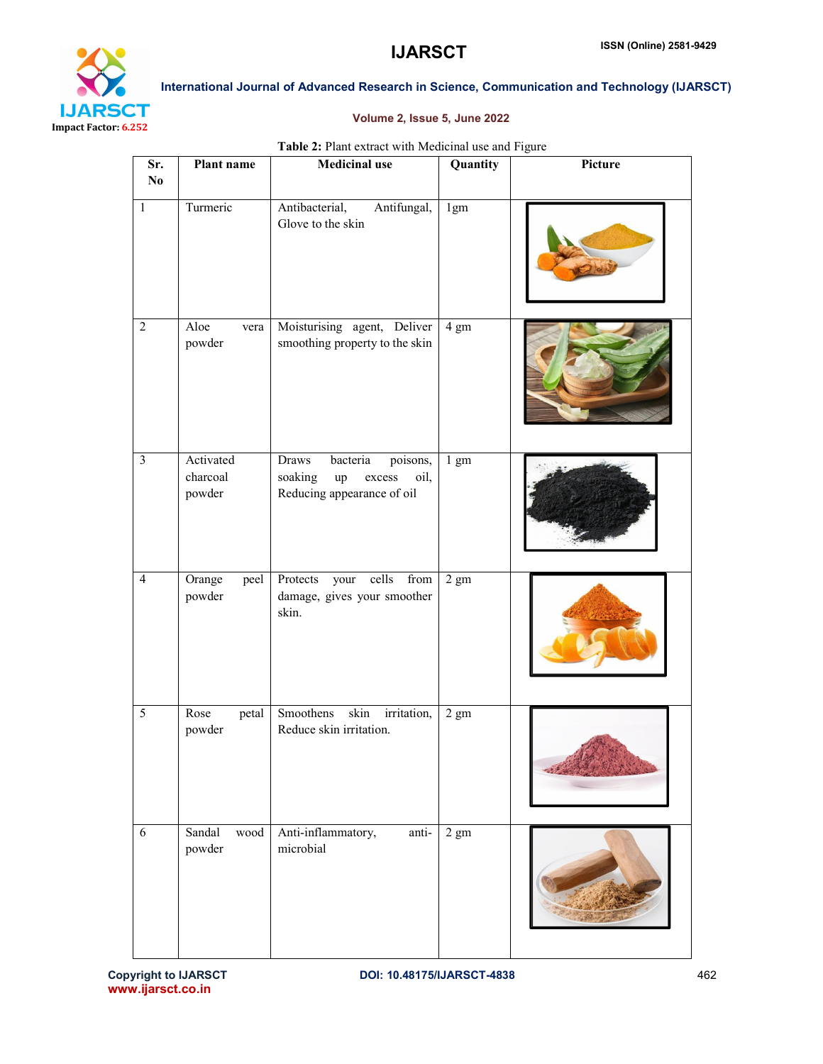**Table 2:** Plant extract with Medicinal use and Figure

| Sr. No | Plant name | Medicinal use | Quantity | Picture |
|---|---|---|---|---|
| 1 | Turmeric | Antibacterial, Antifungal, Glove to the skin | 1gm | |
| 2 | Aloe vera powder | Moisturising agent, Deliver smoothing property to the skin | 4 gm | |
| 3 | Activated charcoal powder | Draws bacteria poisons, soaking up excess oil, Reducing appearance of oil | 1 gm | |
| 4 | Orange peel powder | Protects your cells from damage, gives your smoother skin. | 2 gm | |
| 5 | Rose petal powder | Smoothens skin irritation, Reduce skin irritation. | 2 gm | |
| 6 | Sandal wood powder | Anti-inflammatory, anti-microbial | 2 gm | |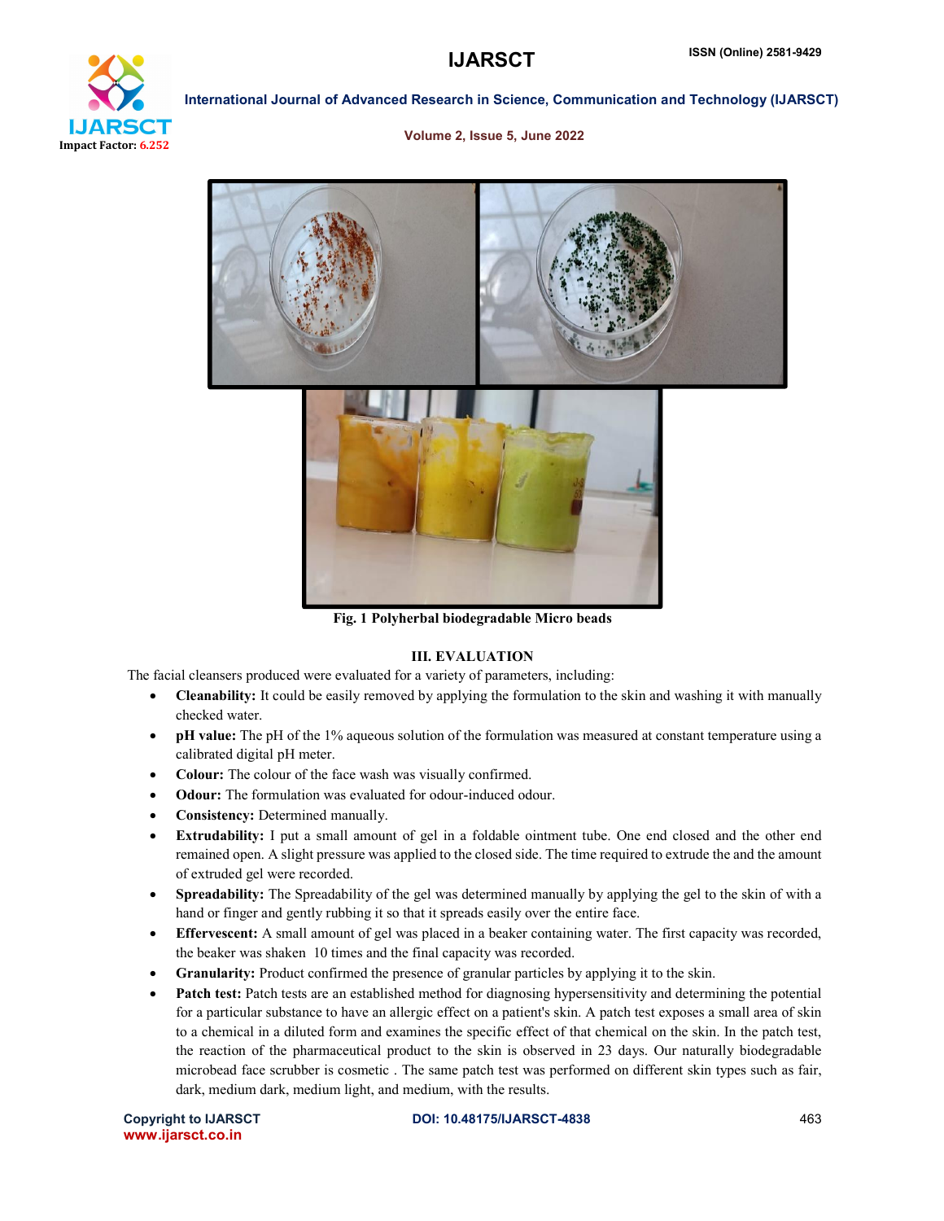Fig. 1 Polyherbal biodegradable Micro beads

## III. EVALUATION

The facial cleansers produced were evaluated for a variety of parameters, including:

- **Cleanability:** It could be easily removed by applying the formulation to the skin and washing it with manually checked water.
- **pH value:** The pH of the 1% aqueous solution of the formulation was measured at constant temperature using a calibrated digital pH meter.
- **Colour:** The colour of the face wash was visually confirmed.
- **Odour:** The formulation was evaluated for odour-induced odour.
- **Consistency:** Determined manually.
- **Extrudability:** I put a small amount of gel in a foldable ointment tube. One end closed and the other end remained open. A slight pressure was applied to the closed side. The time required to extrude the and the amount of extruded gel were recorded.
- **Spreadability:** The Spreadability of the gel was determined manually by applying the gel to the skin of with a hand or finger and gently rubbing it so that it spreads easily over the entire face.
- **Effervescent:** A small amount of gel was placed in a beaker containing water. The first capacity was recorded, the beaker was shaken 10 times and the final capacity was recorded.
- **Granularity:** Product confirmed the presence of granular particles by applying it to the skin.
- **Patch test:** Patch tests are an established method for diagnosing hypersensitivity and determining the potential for a particular substance to have an allergic effect on a patient's skin. A patch test exposes a small area of skin to a chemical in a diluted form and examines the specific effect of that chemical on the skin. In the patch test, the reaction of the pharmaceutical product to the skin is observed in 23 days. Our naturally biodegradable microbead face scrubber is cosmetic . The same patch test was performed on different skin types such as fair, dark, medium dark, medium light, and medium, with the results.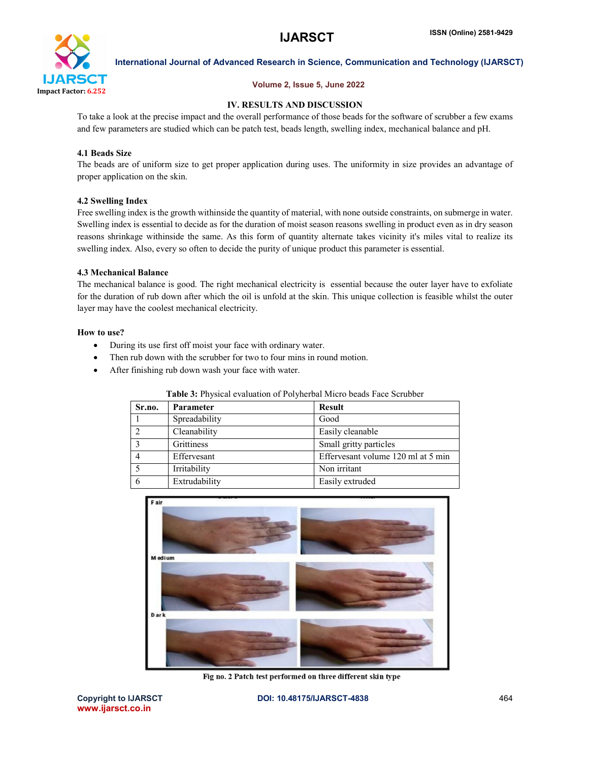## IV. RESULTS AND DISCUSSION

To take a look at the precise impact and the overall performance of those beads for the software of scrubber a few exams and few parameters are studied which can be patch test, beads length, swelling index, mechanical balance and pH.

### 4.1 Beads Size

The beads are of uniform size to get proper application during uses. The uniformity in size provides an advantage of proper application on the skin.

### 4.2 Swelling Index

Free swelling index is the growth withinside the quantity of material, with none outside constraints, on submerge in water. Swelling index is essential to decide as for the duration of moist season reasons swelling in product even as in dry season reasons shrinkage withinside the same. As this form of quantity alternate takes vicinity it's miles vital to realize its swelling index. Also, every so often to decide the purity of unique product this parameter is essential.

### 4.3 Mechanical Balance

The mechanical balance is good. The right mechanical electricity is essential because the outer layer have to exfoliate for the duration of rub down after which the oil is unfold at the skin. This unique collection is feasible whilst the outer layer may have the coolest mechanical electricity.

**How to use?**

- During its use first off moist your face with ordinary water.
- Then rub down with the scrubber for two to four mins in round motion.
- After finishing rub down wash your face with water.

**Table 3:** Physical evaluation of Polyherbal Micro beads Face Scrubber

| Sr.no. | Parameter | Result |
|---|---|---|
| 1 | Spreadability | Good |
| 2 | Cleanability | Easily cleanable |
| 3 | Grittiness | Small gritty particles |
| 4 | Effervesant | Effervesant volume 120 ml at 5 min |
| 5 | Irritability | Non irritant |
| 6 | Extrudability | Easily extruded |

Fig no. 2 Patch test performed on three different skin type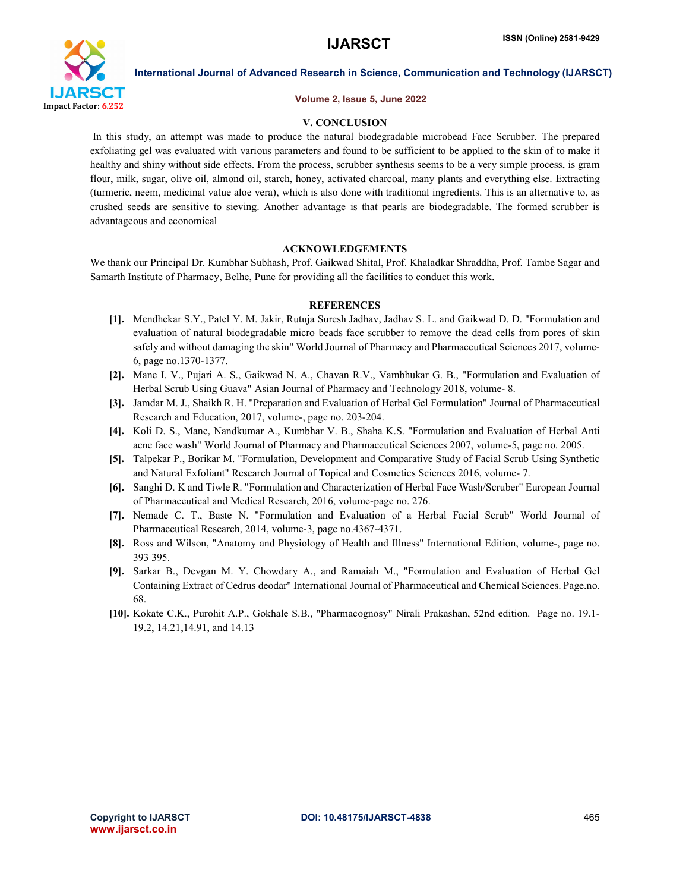## V. CONCLUSION

In this study, an attempt was made to produce the natural biodegradable microbead Face Scrubber. The prepared exfoliating gel was evaluated with various parameters and found to be sufficient to be applied to the skin of to make it healthy and shiny without side effects. From the process, scrubber synthesis seems to be a very simple process, is gram flour, milk, sugar, olive oil, almond oil, starch, honey, activated charcoal, many plants and everything else. Extracting (turmeric, neem, medicinal value aloe vera), which is also done with traditional ingredients. This is an alternative to, as crushed seeds are sensitive to sieving. Another advantage is that pearls are biodegradable. The formed scrubber is advantageous and economical

## ACKNOWLEDGEMENTS

We thank our Principal Dr. Kumbhar Subhash, Prof. Gaikwad Shital, Prof. Khaladkar Shraddha, Prof. Tambe Sagar and Samarth Institute of Pharmacy, Belhe, Pune for providing all the facilities to conduct this work.

## REFERENCES

[1]. Mendhekar S.Y., Patel Y. M. Jakir, Rutuja Suresh Jadhav, Jadhav S. L. and Gaikwad D. D. "Formulation and evaluation of natural biodegradable micro beads face scrubber to remove the dead cells from pores of skin safely and without damaging the skin" World Journal of Pharmacy and Pharmaceutical Sciences 2017, volume-6, page no.1370-1377.

[2]. Mane I. V., Pujari A. S., Gaikwad N. A., Chavan R.V., Vambhukar G. B., "Formulation and Evaluation of Herbal Scrub Using Guava" Asian Journal of Pharmacy and Technology 2018, volume- 8.

[3]. Jamdar M. J., Shaikh R. H. "Preparation and Evaluation of Herbal Gel Formulation" Journal of Pharmaceutical Research and Education, 2017, volume-, page no. 203-204.

[4]. Koli D. S., Mane, Nandkumar A., Kumbhar V. B., Shaha K.S. "Formulation and Evaluation of Herbal Anti acne face wash" World Journal of Pharmacy and Pharmaceutical Sciences 2007, volume-5, page no. 2005.

[5]. Talpekar P., Borikar M. "Formulation, Development and Comparative Study of Facial Scrub Using Synthetic and Natural Exfoliant" Research Journal of Topical and Cosmetics Sciences 2016, volume- 7.

[6]. Sanghi D. K and Tiwle R. "Formulation and Characterization of Herbal Face Wash/Scruber" European Journal of Pharmaceutical and Medical Research, 2016, volume-page no. 276.

[7]. Nemade C. T., Baste N. "Formulation and Evaluation of a Herbal Facial Scrub" World Journal of Pharmaceutical Research, 2014, volume-3, page no.4367-4371.

[8]. Ross and Wilson, "Anatomy and Physiology of Health and Illness" International Edition, volume-, page no. 393 395.

[9]. Sarkar B., Devgan M. Y. Chowdary A., and Ramaiah M., "Formulation and Evaluation of Herbal Gel Containing Extract of Cedrus deodar" International Journal of Pharmaceutical and Chemical Sciences. Page.no. 68.

[10]. Kokate C.K., Purohit A.P., Gokhale S.B., "Pharmacognosy" Nirali Prakashan, 52nd edition. Page no. 19.1-19.2, 14.21,14.91, and 14.13